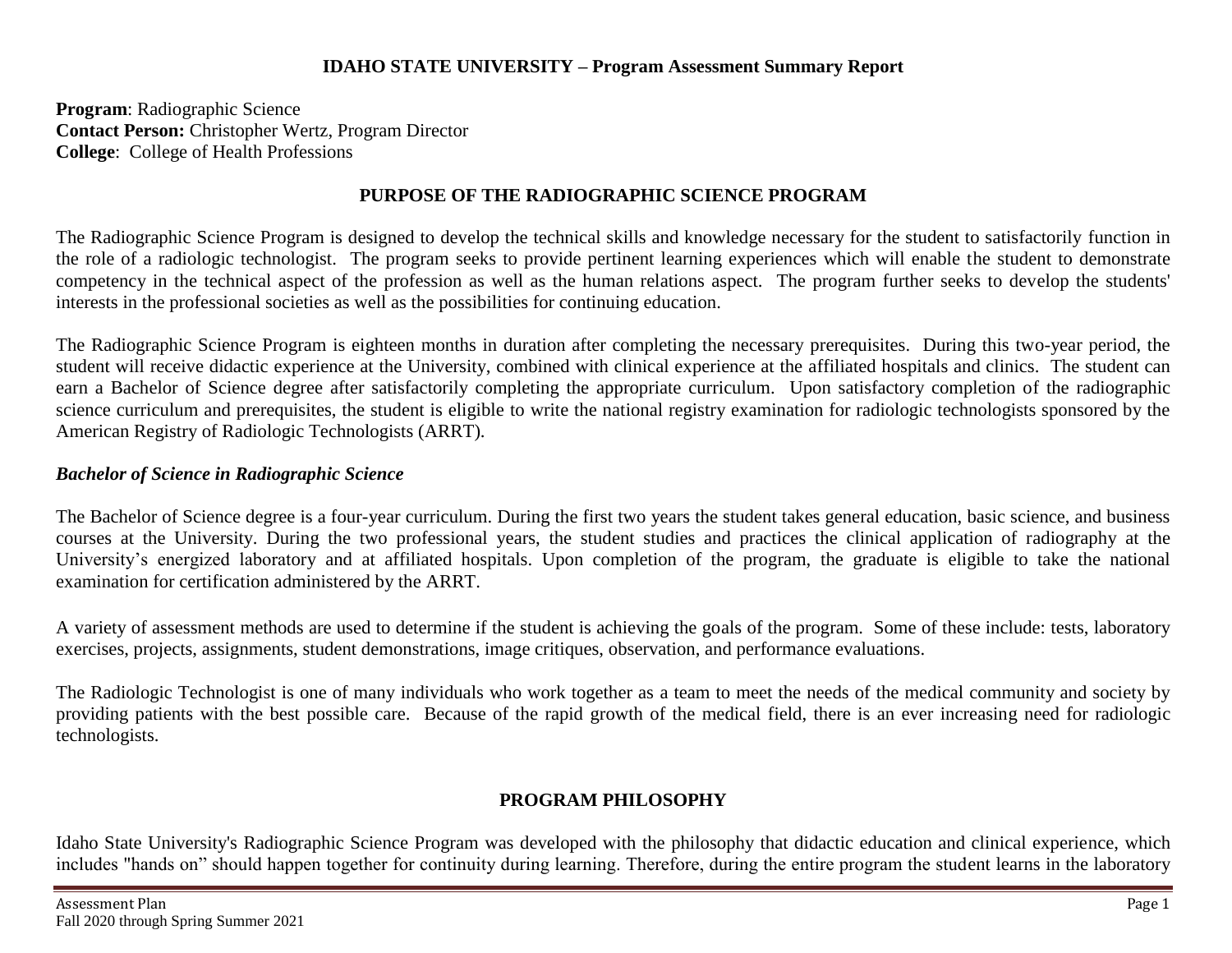# IDAHO STATE UNIVERSITY – Program Assessment Summary Report

**Program**: Radiographic Science
**Contact Person:** Christopher Wertz, Program Director
**College**: College of Health Professions

## PURPOSE OF THE RADIOGRAPHIC SCIENCE PROGRAM

The Radiographic Science Program is designed to develop the technical skills and knowledge necessary for the student to satisfactorily function in the role of a radiologic technologist. The program seeks to provide pertinent learning experiences which will enable the student to demonstrate competency in the technical aspect of the profession as well as the human relations aspect. The program further seeks to develop the students' interests in the professional societies as well as the possibilities for continuing education.

The Radiographic Science Program is eighteen months in duration after completing the necessary prerequisites. During this two-year period, the student will receive didactic experience at the University, combined with clinical experience at the affiliated hospitals and clinics. The student can earn a Bachelor of Science degree after satisfactorily completing the appropriate curriculum. Upon satisfactory completion of the radiographic science curriculum and prerequisites, the student is eligible to write the national registry examination for radiologic technologists sponsored by the American Registry of Radiologic Technologists (ARRT).

### *Bachelor of Science in Radiographic Science*

The Bachelor of Science degree is a four-year curriculum. During the first two years the student takes general education, basic science, and business courses at the University. During the two professional years, the student studies and practices the clinical application of radiography at the University's energized laboratory and at affiliated hospitals. Upon completion of the program, the graduate is eligible to take the national examination for certification administered by the ARRT.

A variety of assessment methods are used to determine if the student is achieving the goals of the program. Some of these include: tests, laboratory exercises, projects, assignments, student demonstrations, image critiques, observation, and performance evaluations.

The Radiologic Technologist is one of many individuals who work together as a team to meet the needs of the medical community and society by providing patients with the best possible care. Because of the rapid growth of the medical field, there is an ever increasing need for radiologic technologists.

## PROGRAM PHILOSOPHY

Idaho State University's Radiographic Science Program was developed with the philosophy that didactic education and clinical experience, which includes "hands on" should happen together for continuity during learning. Therefore, during the entire program the student learns in the laboratory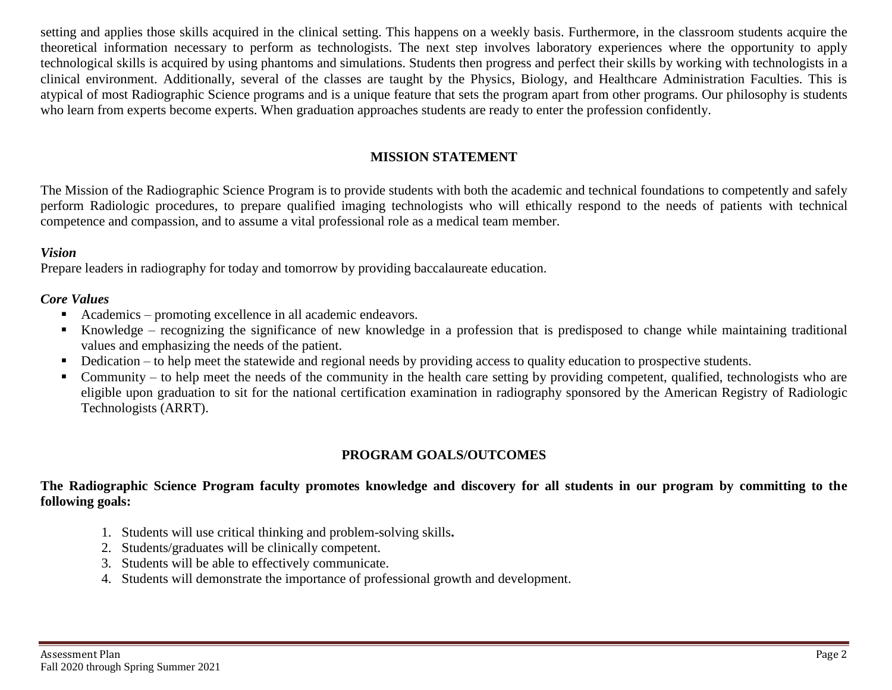setting and applies those skills acquired in the clinical setting. This happens on a weekly basis. Furthermore, in the classroom students acquire the theoretical information necessary to perform as technologists. The next step involves laboratory experiences where the opportunity to apply technological skills is acquired by using phantoms and simulations. Students then progress and perfect their skills by working with technologists in a clinical environment. Additionally, several of the classes are taught by the Physics, Biology, and Healthcare Administration Faculties. This is atypical of most Radiographic Science programs and is a unique feature that sets the program apart from other programs. Our philosophy is students who learn from experts become experts. When graduation approaches students are ready to enter the profession confidently.

## MISSION STATEMENT

The Mission of the Radiographic Science Program is to provide students with both the academic and technical foundations to competently and safely perform Radiologic procedures, to prepare qualified imaging technologists who will ethically respond to the needs of patients with technical competence and compassion, and to assume a vital professional role as a medical team member.

### *Vision*

Prepare leaders in radiography for today and tomorrow by providing baccalaureate education.

### *Core Values*

- Academics – promoting excellence in all academic endeavors.
- Knowledge – recognizing the significance of new knowledge in a profession that is predisposed to change while maintaining traditional values and emphasizing the needs of the patient.
- Dedication – to help meet the statewide and regional needs by providing access to quality education to prospective students.
- Community – to help meet the needs of the community in the health care setting by providing competent, qualified, technologists who are eligible upon graduation to sit for the national certification examination in radiography sponsored by the American Registry of Radiologic Technologists (ARRT).

## PROGRAM GOALS/OUTCOMES

**The Radiographic Science Program faculty promotes knowledge and discovery for all students in our program by committing to the following goals:**

1. Students will use critical thinking and problem-solving skills**.**
2. Students/graduates will be clinically competent.
3. Students will be able to effectively communicate.
4. Students will demonstrate the importance of professional growth and development.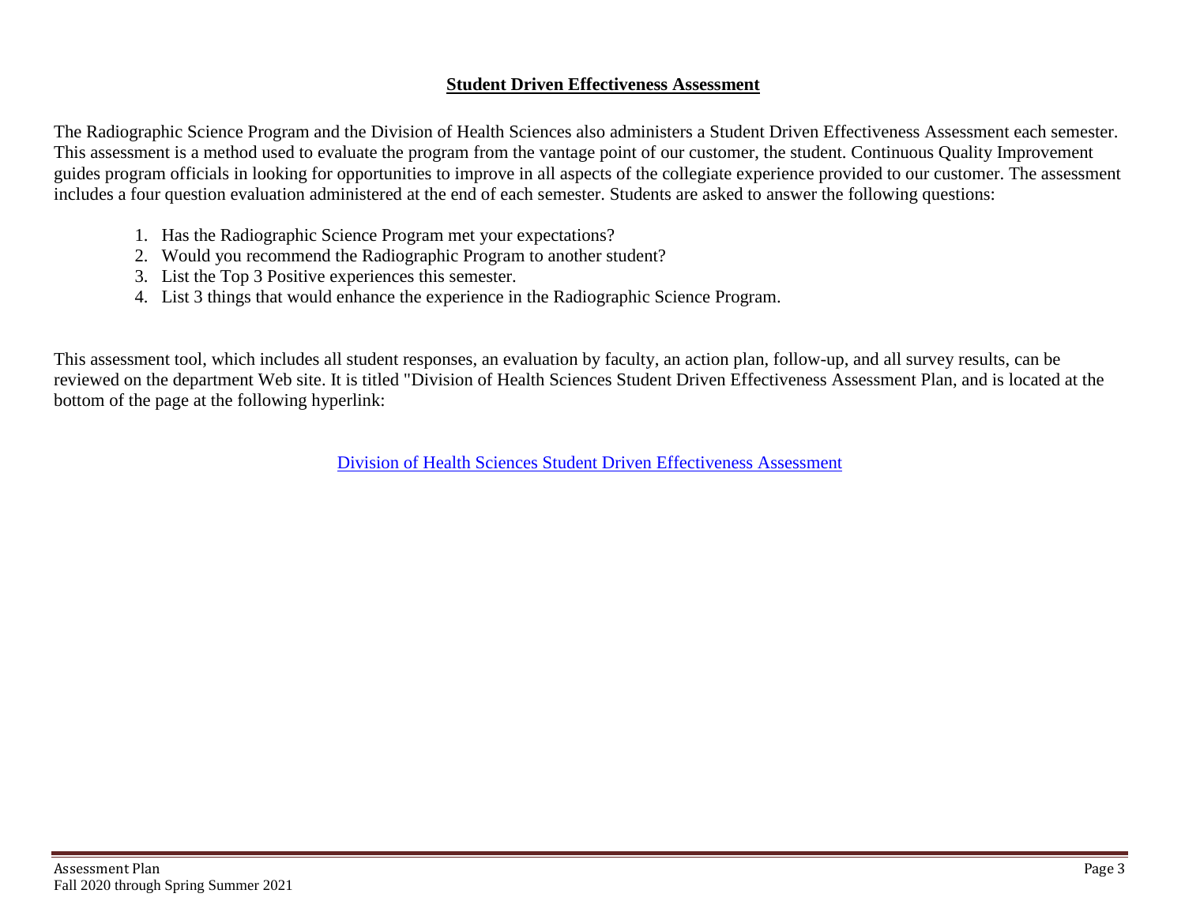## Student Driven Effectiveness Assessment

The Radiographic Science Program and the Division of Health Sciences also administers a Student Driven Effectiveness Assessment each semester. This assessment is a method used to evaluate the program from the vantage point of our customer, the student. Continuous Quality Improvement guides program officials in looking for opportunities to improve in all aspects of the collegiate experience provided to our customer. The assessment includes a four question evaluation administered at the end of each semester. Students are asked to answer the following questions:

1. Has the Radiographic Science Program met your expectations?
2. Would you recommend the Radiographic Program to another student?
3. List the Top 3 Positive experiences this semester.
4. List 3 things that would enhance the experience in the Radiographic Science Program.

This assessment tool, which includes all student responses, an evaluation by faculty, an action plan, follow-up, and all survey results, can be reviewed on the department Web site. It is titled "Division of Health Sciences Student Driven Effectiveness Assessment Plan, and is located at the bottom of the page at the following hyperlink:

Division of Health Sciences Student Driven Effectiveness Assessment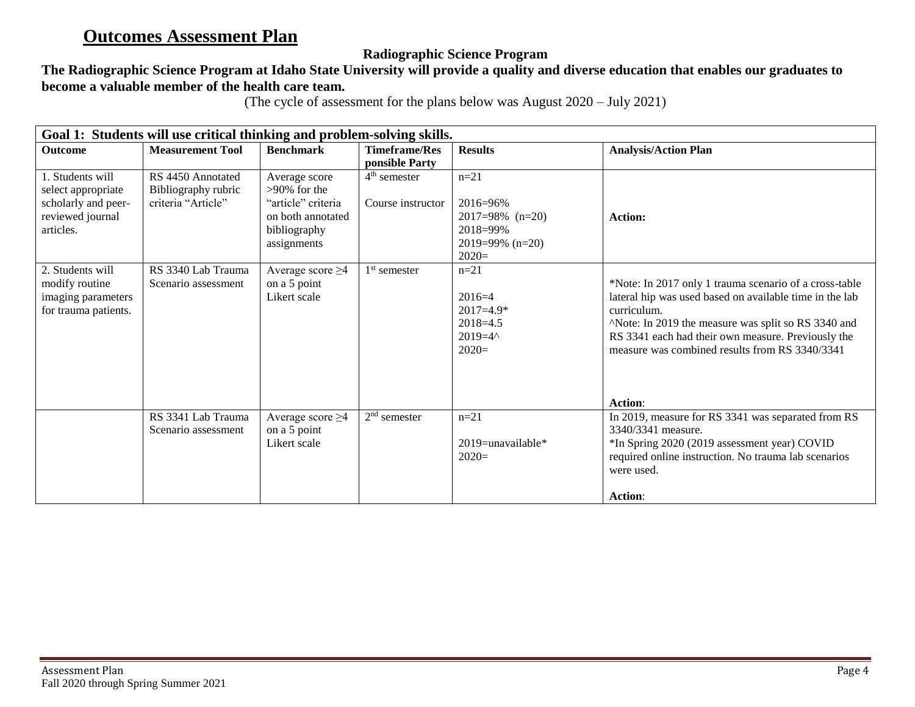# Outcomes Assessment Plan

**Radiographic Science Program**

**The Radiographic Science Program at Idaho State University will provide a quality and diverse education that enables our graduates to become a valuable member of the health care team.**

(The cycle of assessment for the plans below was August 2020 – July 2021)

| **Goal 1: Students will use critical thinking and problem-solving skills.** | | | | | |
|---|---|---|---|---|---|
| **Outcome** | **Measurement Tool** | **Benchmark** | **Timeframe/Responsible Party** | **Results** | **Analysis/Action Plan** |
| 1. Students will select appropriate scholarly and peer-reviewed journal articles. | RS 4450 Annotated Bibliography rubric criteria "Article" | Average score >90% for the "article" criteria on both annotated bibliography assignments | 4th semester<br><br>Course instructor | n=21<br><br>2016=96%<br>2017=98% (n=20)<br>2018=99%<br>2019=99% (n=20)<br>2020= | **Action:** |
| 2. Students will modify routine imaging parameters for trauma patients. | RS 3340 Lab Trauma Scenario assessment | Average score ≥4 on a 5 point Likert scale | 1st semester | n=21<br><br>2016=4<br>2017=4.9*<br>2018=4.5<br>2019=4^<br>2020= | *Note: In 2017 only 1 trauma scenario of a cross-table lateral hip was used based on available time in the lab curriculum.<br>^Note: In 2019 the measure was split so RS 3340 and RS 3341 each had their own measure. Previously the measure was combined results from RS 3340/3341<br><br>**Action**: |
| | RS 3341 Lab Trauma Scenario assessment | Average score ≥4 on a 5 point Likert scale | 2nd semester | n=21<br><br>2019=unavailable*<br>2020= | In 2019, measure for RS 3341 was separated from RS 3340/3341 measure.<br>*In Spring 2020 (2019 assessment year) COVID required online instruction. No trauma lab scenarios were used.<br><br>**Action**: |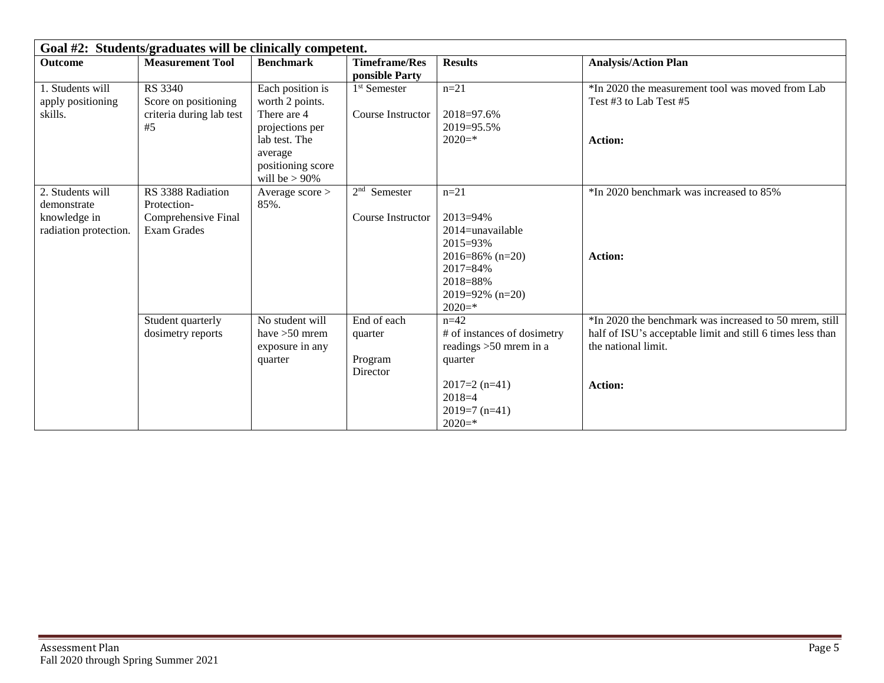| Goal #2: Students/graduates will be clinically competent. | | | | | |
|---|---|---|---|---|---|
| **Outcome** | **Measurement Tool** | **Benchmark** | **Timeframe/Responsible Party** | **Results** | **Analysis/Action Plan** |
| 1. Students will apply positioning skills. | RS 3340<br>Score on positioning criteria during lab test #5 | Each position is worth 2 points. There are 4 projections per lab test. The average positioning score will be > 90% | 1st Semester<br><br>Course Instructor | n=21<br><br>2018=97.6%<br>2019=95.5%<br>2020=* | *In 2020 the measurement tool was moved from Lab Test #3 to Lab Test #5<br><br>**Action:** |
| 2. Students will demonstrate knowledge in radiation protection. | RS 3388 Radiation Protection-Comprehensive Final Exam Grades | Average score > 85%. | 2nd Semester<br><br>Course Instructor | n=21<br><br>2013=94%<br>2014=unavailable<br>2015=93%<br>2016=86% (n=20)<br>2017=84%<br>2018=88%<br>2019=92% (n=20)<br>2020=* | *In 2020 benchmark was increased to 85%<br><br>**Action:** |
| | Student quarterly dosimetry reports | No student will have >50 mrem exposure in any quarter | End of each quarter<br><br>Program Director | n=42<br># of instances of dosimetry readings >50 mrem in a quarter<br><br>2017=2 (n=41)<br>2018=4<br>2019=7 (n=41)<br>2020=* | *In 2020 the benchmark was increased to 50 mrem, still half of ISU's acceptable limit and still 6 times less than the national limit.<br><br>**Action:** |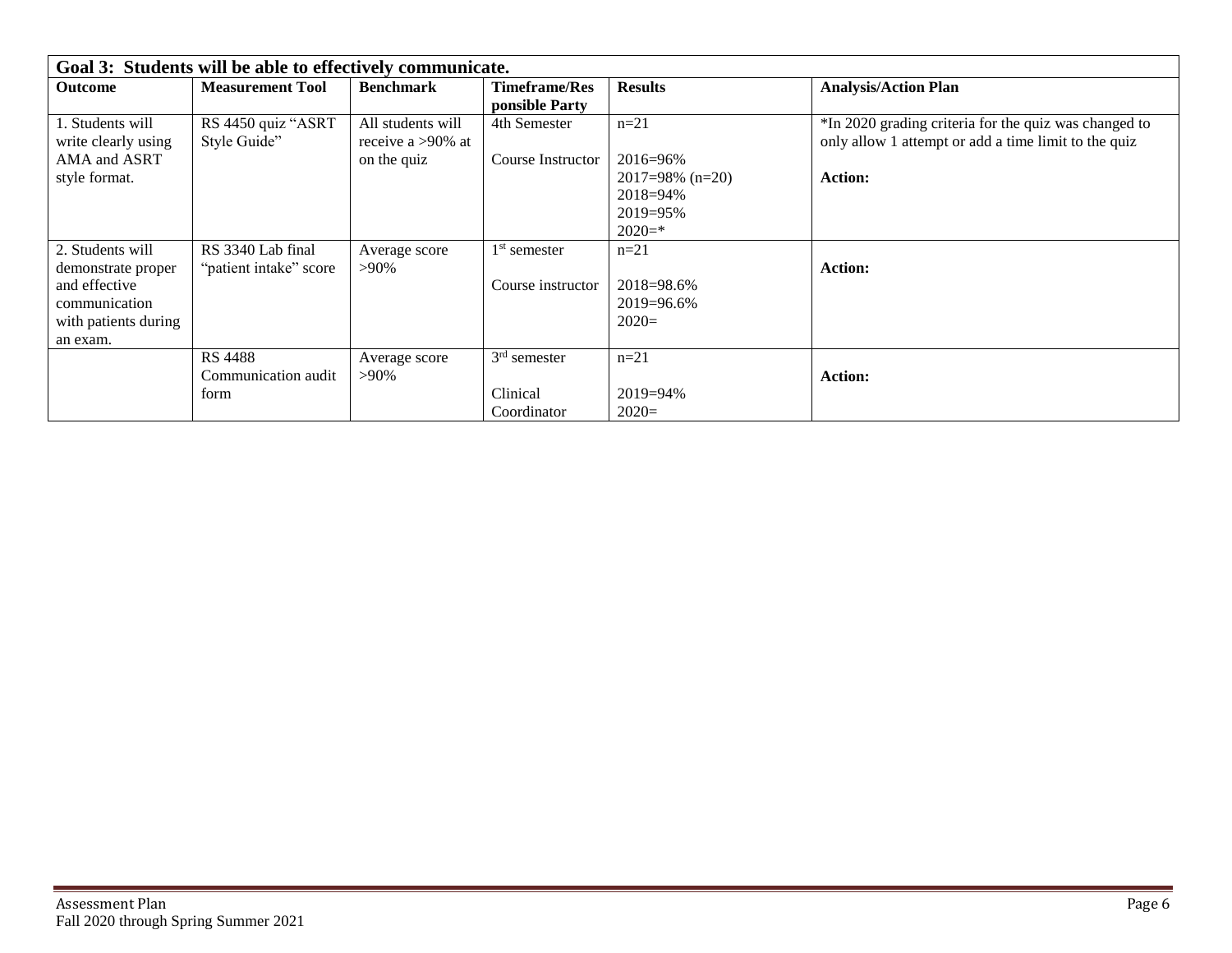| Goal 3: Students will be able to effectively communicate. | | | | | |
|---|---|---|---|---|---|
| **Outcome** | **Measurement Tool** | **Benchmark** | **Timeframe/Responsible Party** | **Results** | **Analysis/Action Plan** |
| 1. Students will write clearly using AMA and ASRT style format. | RS 4450 quiz "ASRT Style Guide" | All students will receive a >90% at on the quiz | 4th Semester<br><br>Course Instructor | n=21<br><br>2016=96%<br>2017=98% (n=20)<br>2018=94%<br>2019=95%<br>2020=* | *In 2020 grading criteria for the quiz was changed to only allow 1 attempt or add a time limit to the quiz<br><br>**Action:** |
| 2. Students will demonstrate proper and effective communication with patients during an exam. | RS 3340 Lab final "patient intake" score | Average score >90% | 1st semester<br><br>Course instructor | n=21<br><br>2018=98.6%<br>2019=96.6%<br>2020= | **Action:** |
| | RS 4488 Communication audit form | Average score >90% | 3rd semester<br><br>Clinical Coordinator | n=21<br><br>2019=94%<br>2020= | **Action:** |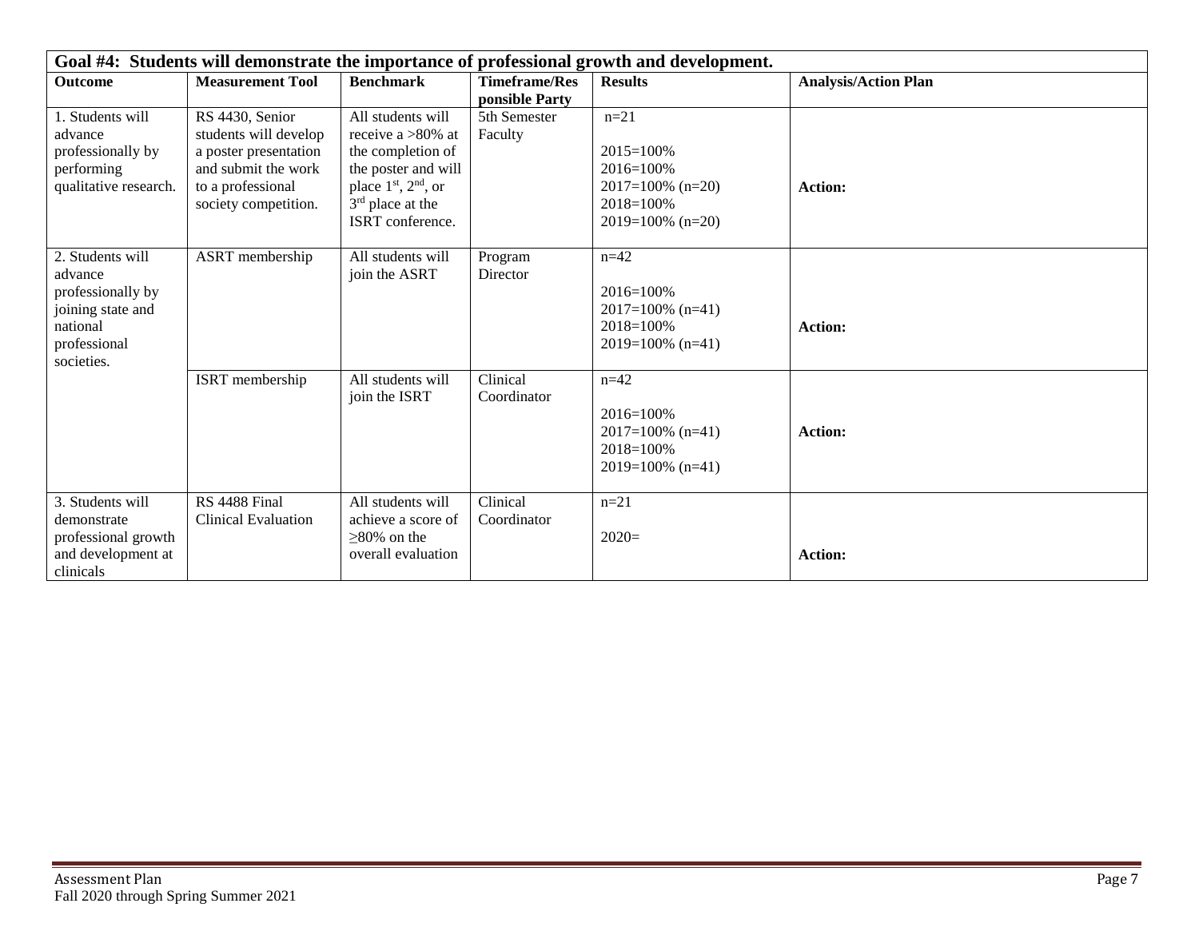| Goal #4: Students will demonstrate the importance of professional growth and development. | | | | | |
|---|---|---|---|---|---|
| **Outcome** | **Measurement Tool** | **Benchmark** | **Timeframe/Responsible Party** | **Results** | **Analysis/Action Plan** |
| 1. Students will advance professionally by performing qualitative research. | RS 4430, Senior students will develop a poster presentation and submit the work to a professional society competition. | All students will receive a >80% at the completion of the poster and will place 1st, 2nd, or 3rd place at the ISRT conference. | 5th Semester Faculty | n=21<br><br>2015=100%<br>2016=100%<br>2017=100% (n=20)<br>2018=100%<br>2019=100% (n=20) | **Action:** |
| 2. Students will advance professionally by joining state and national professional societies. | ASRT membership | All students will join the ASRT | Program Director | n=42<br><br>2016=100%<br>2017=100% (n=41)<br>2018=100%<br>2019=100% (n=41) | **Action:** |
| | ISRT membership | All students will join the ISRT | Clinical Coordinator | n=42<br><br>2016=100%<br>2017=100% (n=41)<br>2018=100%<br>2019=100% (n=41) | **Action:** |
| 3. Students will demonstrate professional growth and development at clinicals | RS 4488 Final Clinical Evaluation | All students will achieve a score of ≥80% on the overall evaluation | Clinical Coordinator | n=21<br><br>2020= | **Action:** |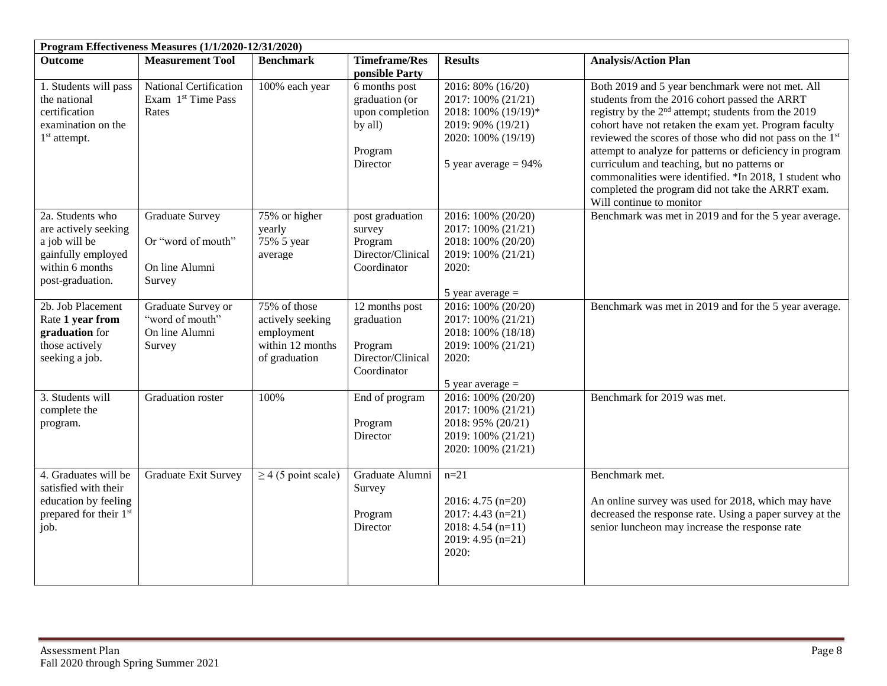| Program Effectiveness Measures (1/1/2020-12/31/2020) | | | | | |
|---|---|---|---|---|---|
| **Outcome** | **Measurement Tool** | **Benchmark** | **Timeframe/Responsible Party** | **Results** | **Analysis/Action Plan** |
| 1. Students will pass the national certification examination on the 1st attempt. | National Certification Exam 1st Time Pass Rates | 100% each year | 6 months post graduation (or upon completion by all)<br><br>Program Director | 2016: 80% (16/20)<br>2017: 100% (21/21)<br>2018: 100% (19/19)*<br>2019: 90% (19/21)<br>2020: 100% (19/19)<br><br>5 year average = 94% | Both 2019 and 5 year benchmark were not met. All students from the 2016 cohort passed the ARRT registry by the 2nd attempt; students from the 2019 cohort have not retaken the exam yet. Program faculty reviewed the scores of those who did not pass on the 1st attempt to analyze for patterns or deficiency in program curriculum and teaching, but no patterns or commonalities were identified. *In 2018, 1 student who completed the program did not take the ARRT exam. Will continue to monitor |
| 2a. Students who are actively seeking a job will be gainfully employed within 6 months post-graduation. | Graduate Survey<br><br>Or "word of mouth"<br><br>On line Alumni Survey | 75% or higher yearly<br>75% 5 year average | post graduation survey<br>Program Director/Clinical Coordinator | 2016: 100% (20/20)<br>2017: 100% (21/21)<br>2018: 100% (20/20)<br>2019: 100% (21/21)<br>2020:<br><br>5 year average = | Benchmark was met in 2019 and for the 5 year average. |
| 2b. Job Placement Rate **1 year from graduation** for those actively seeking a job. | Graduate Survey or "word of mouth"<br>On line Alumni Survey | 75% of those actively seeking employment within 12 months of graduation | 12 months post graduation<br><br>Program Director/Clinical Coordinator | 2016: 100% (20/20)<br>2017: 100% (21/21)<br>2018: 100% (18/18)<br>2019: 100% (21/21)<br>2020:<br><br>5 year average = | Benchmark was met in 2019 and for the 5 year average. |
| 3. Students will complete the program. | Graduation roster | 100% | End of program<br><br>Program Director | 2016: 100% (20/20)<br>2017: 100% (21/21)<br>2018: 95% (20/21)<br>2019: 100% (21/21)<br>2020: 100% (21/21) | Benchmark for 2019 was met. |
| 4. Graduates will be satisfied with their education by feeling prepared for their 1st job. | Graduate Exit Survey | $\geq 4$ (5 point scale) | Graduate Alumni Survey<br><br>Program Director | n=21<br><br>2016: 4.75 (n=20)<br>2017: 4.43 (n=21)<br>2018: 4.54 (n=11)<br>2019: 4.95 (n=21)<br>2020: | Benchmark met.<br><br>An online survey was used for 2018, which may have decreased the response rate. Using a paper survey at the senior luncheon may increase the response rate |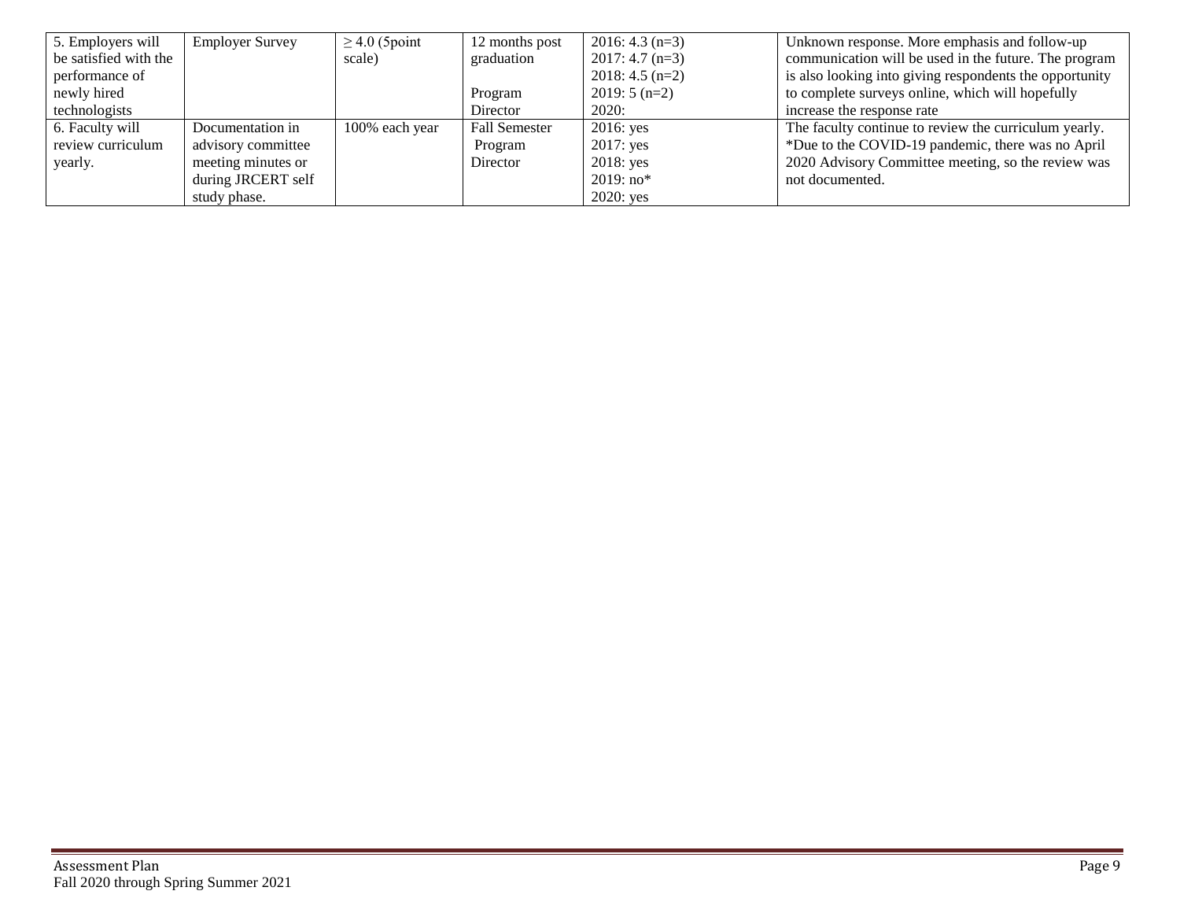| | | | | | |
|---|---|---|---|---|---|
| 5. Employers will be satisfied with the performance of newly hired technologists | Employer Survey | ≥ 4.0 (5point scale) | 12 months post graduation<br><br>Program Director | 2016: 4.3 (n=3)<br>2017: 4.7 (n=3)<br>2018: 4.5 (n=2)<br>2019: 5 (n=2)<br>2020: | Unknown response. More emphasis and follow-up communication will be used in the future. The program is also looking into giving respondents the opportunity to complete surveys online, which will hopefully increase the response rate |
| 6. Faculty will review curriculum yearly. | Documentation in advisory committee meeting minutes or during JRCERT self study phase. | 100% each year | Fall Semester Program Director | 2016: yes<br>2017: yes<br>2018: yes<br>2019: no*<br>2020: yes | The faculty continue to review the curriculum yearly. *Due to the COVID-19 pandemic, there was no April 2020 Advisory Committee meeting, so the review was not documented. |